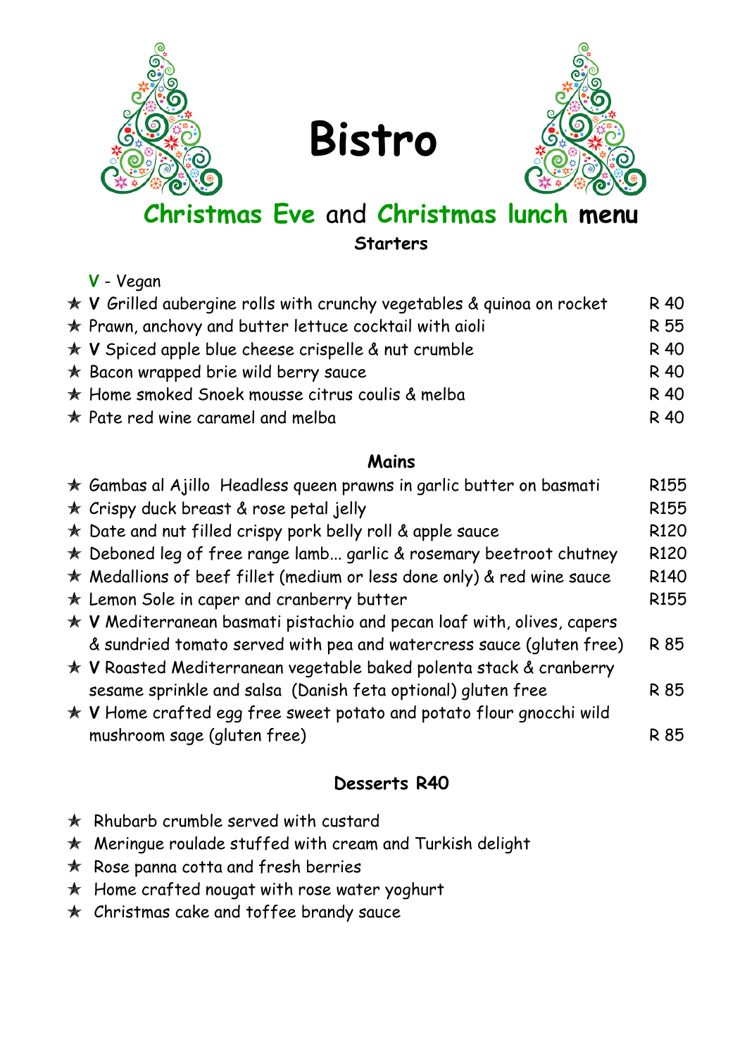# Bistro

## Christmas Eve and Christmas lunch menu

### Starters

**V** - Vegan

| Item | Price |
|---|---|
| ★ **V** Grilled aubergine rolls with crunchy vegetables & quinoa on rocket | R 40 |
| ★ Prawn, anchovy and butter lettuce cocktail with aioli | R 55 |
| ★ **V** Spiced apple blue cheese crispelle & nut crumble | R 40 |
| ★ Bacon wrapped brie wild berry sauce | R 40 |
| ★ Home smoked Snoek mousse citrus coulis & melba | R 40 |
| ★ Pate red wine caramel and melba | R 40 |

### Mains

| Item | Price |
|---|---|
| ★ Gambas al Ajillo Headless queen prawns in garlic butter on basmati | R155 |
| ★ Crispy duck breast & rose petal jelly | R155 |
| ★ Date and nut filled crispy pork belly roll & apple sauce | R120 |
| ★ Deboned leg of free range lamb... garlic & rosemary beetroot chutney | R120 |
| ★ Medallions of beef fillet (medium or less done only) & red wine sauce | R140 |
| ★ Lemon Sole in caper and cranberry butter | R155 |
| ★ **V** Mediterranean basmati pistachio and pecan loaf with, olives, capers & sundried tomato served with pea and watercress sauce (gluten free) | R 85 |
| ★ **V** Roasted Mediterranean vegetable baked polenta stack & cranberry sesame sprinkle and salsa (Danish feta optional) gluten free | R 85 |
| ★ **V** Home crafted egg free sweet potato and potato flour gnocchi wild mushroom sage (gluten free) | R 85 |

### Desserts R40

- ★ Rhubarb crumble served with custard
- ★ Meringue roulade stuffed with cream and Turkish delight
- ★ Rose panna cotta and fresh berries
- ★ Home crafted nougat with rose water yoghurt
- ★ Christmas cake and toffee brandy sauce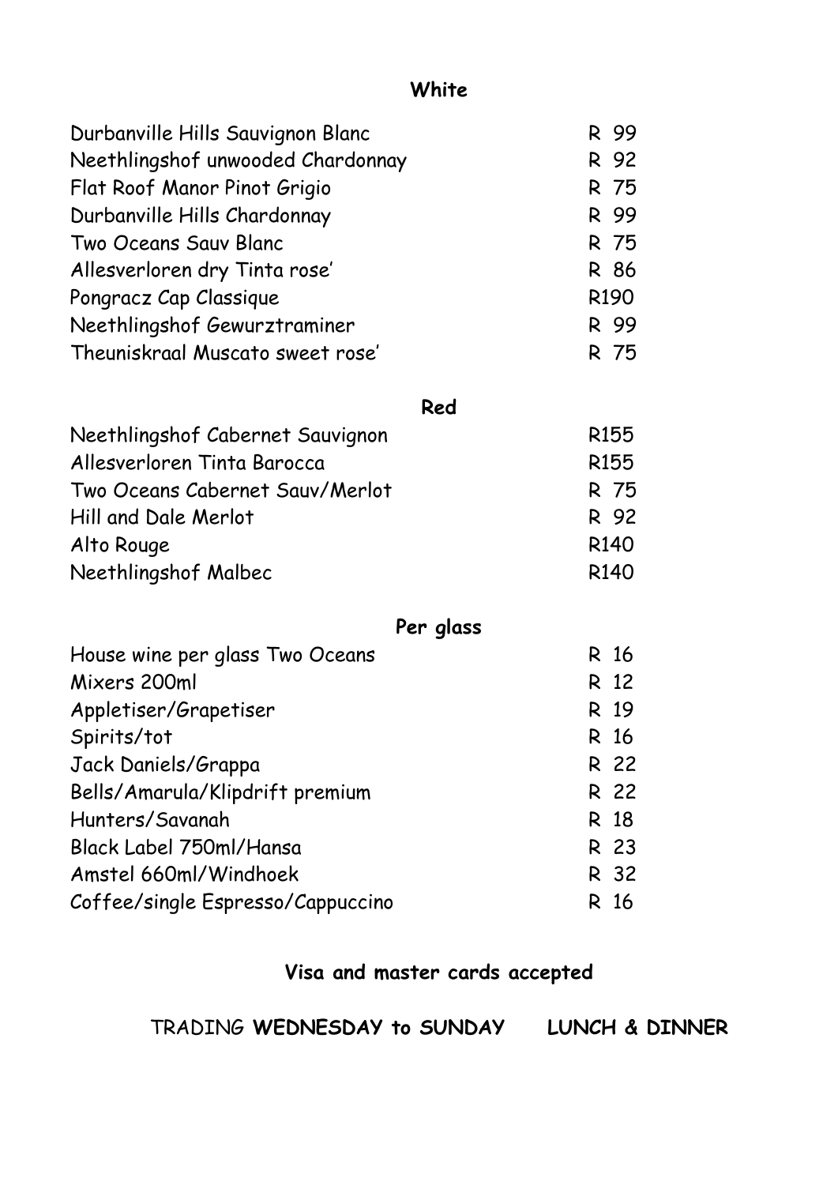## White

| | |
|---|---|
| Durbanville Hills Sauvignon Blanc | R 99 |
| Neethlingshof unwooded Chardonnay | R 92 |
| Flat Roof Manor Pinot Grigio | R 75 |
| Durbanville Hills Chardonnay | R 99 |
| Two Oceans Sauv Blanc | R 75 |
| Allesverloren dry Tinta rose' | R 86 |
| Pongracz Cap Classique | R190 |
| Neethlingshof Gewurztraminer | R 99 |
| Theuniskraal Muscato sweet rose' | R 75 |

## Red

| | |
|---|---|
| Neethlingshof Cabernet Sauvignon | R155 |
| Allesverloren Tinta Barocca | R155 |
| Two Oceans Cabernet Sauv/Merlot | R 75 |
| Hill and Dale Merlot | R 92 |
| Alto Rouge | R140 |
| Neethlingshof Malbec | R140 |

## Per glass

| | |
|---|---|
| House wine per glass Two Oceans | R 16 |
| Mixers 200ml | R 12 |
| Appletiser/Grapetiser | R 19 |
| Spirits/tot | R 16 |
| Jack Daniels/Grappa | R 22 |
| Bells/Amarula/Klipdrift premium | R 22 |
| Hunters/Savanah | R 18 |
| Black Label 750ml/Hansa | R 23 |
| Amstel 660ml/Windhoek | R 32 |
| Coffee/single Espresso/Cappuccino | R 16 |

**Visa and master cards accepted**

TRADING **WEDNESDAY to SUNDAY** **LUNCH & DINNER**